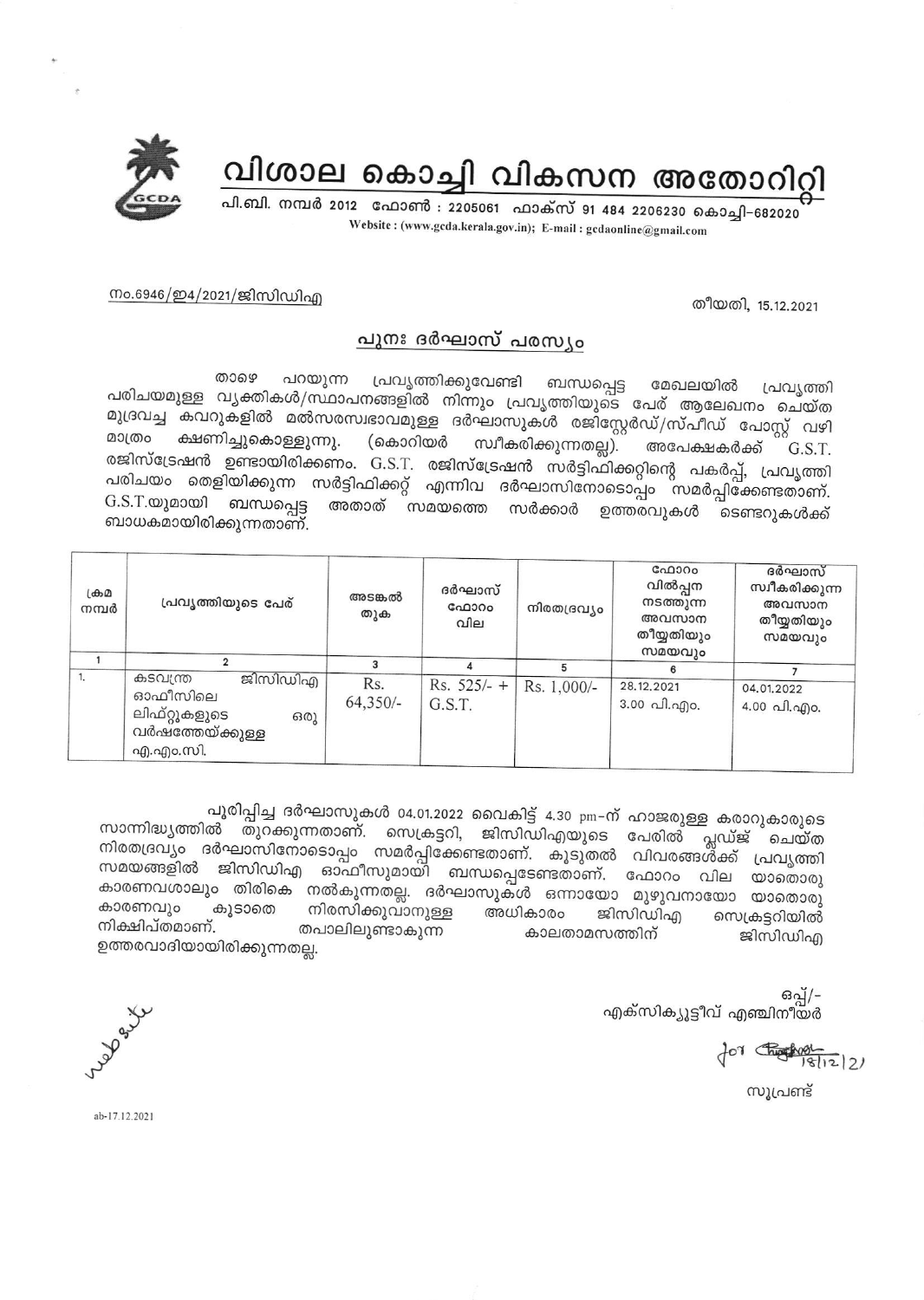# വിശാല കൊച്ചി വികസന അതോറിറ്റി

പി.ബി. നമ്പർ 2012 ഫോൺ : 2205061 ഫാക്സ് 91 484 2206230 കൊച്ചി-682020
Website : (www.gcda.kerala.gov.in); E-mail : gcdaonline@gmail.com

നം.6946/ഇ4/2021/ജിസിഡിഎ

തീയതി, 15.12.2021

## പുനഃ ദർഘാസ് പരസ്യം

താഴെ പറയുന്ന പ്രവൃത്തിക്കുവേണ്ടി ബന്ധപ്പെട്ട മേഖലയിൽ പ്രവൃത്തി പരിചയമുള്ള വ്യക്തികൾ/സ്ഥാപനങ്ങളിൽ നിന്നും പ്രവൃത്തിയുടെ പേര് ആലേഖനം ചെയ്ത മുദ്രവച്ച കവറുകളിൽ മൽസരസ്വഭാവമുള്ള ദർഘാസുകൾ രജിസ്റ്റേർഡ്/സ്പീഡ് പോസ്റ്റ് വഴി മാത്രം ക്ഷണിച്ചുകൊള്ളുന്നു. (കൊറിയർ സ്വീകരിക്കുന്നതല്ല). അപേക്ഷകർക്ക് G.S.T. രജിസ്ട്രേഷൻ ഉണ്ടായിരിക്കണം. G.S.T. രജിസ്ട്രേഷൻ സർട്ടിഫിക്കറ്റിന്റെ പകർപ്പ്, പ്രവൃത്തി പരിചയം തെളിയിക്കുന്ന സർട്ടിഫിക്കറ്റ് എന്നിവ ദർഘാസിനോടൊപ്പം സമർപ്പിക്കേണ്ടതാണ്. G.S.T.യുമായി ബന്ധപ്പെട്ട അതാത് സമയത്തെ സർക്കാർ ഉത്തരവുകൾ ടെണ്ടറുകൾക്ക് ബാധകമായിരിക്കുന്നതാണ്.

| ക്രമ നമ്പർ | പ്രവൃത്തിയുടെ പേര് | അടങ്കൽ തുക | ദർഘാസ് ഫോറം വില | നിരതദ്രവ്യം | ഫോറം വിൽപ്പന നടത്തുന്ന അവസാന തീയ്യതിയും സമയവും | ദർഘാസ് സ്വീകരിക്കുന്ന അവസാന തീയ്യതിയും സമയവും |
|---|---|---|---|---|---|---|
| 1 | 2 | 3 | 4 | 5 | 6 | 7 |
| 1. | കടവന്ത്ര ജിസിഡിഎ ഓഫീസിലെ ലിഫ്റ്റുകളുടെ ഒരു വർഷത്തേയ്ക്കുള്ള എ.എം.സി. | Rs. 64,350/- | Rs. 525/- + G.S.T. | Rs. 1,000/- | 28.12.2021 3.00 പി.എം. | 04.01.2022 4.00 പി.എം. |

പൂരിപ്പിച്ച ദർഘാസുകൾ 04.01.2022 വൈകിട്ട് 4.30 pm-ന് ഹാജരുള്ള കരാറുകാരുടെ സാന്നിദ്ധ്യത്തിൽ തുറക്കുന്നതാണ്. സെക്രട്ടറി, ജിസിഡിഎയുടെ പേരിൽ പ്ലഡ്ജ് ചെയ്ത നിരതദ്രവ്യം ദർഘാസിനോടൊപ്പം സമർപ്പിക്കേണ്ടതാണ്. കൂടുതൽ വിവരങ്ങൾക്ക് പ്രവൃത്തി സമയങ്ങളിൽ ജിസിഡിഎ ഓഫീസുമായി ബന്ധപ്പെടേണ്ടതാണ്. ഫോറം വില യാതൊരു കാരണവശാലും തിരികെ നൽകുന്നതല്ല. ദർഘാസുകൾ ഒന്നായോ മുഴുവനായോ യാതൊരു കാരണവും കൂടാതെ നിരസിക്കുവാനുള്ള അധികാരം ജിസിഡിഎ സെക്രട്ടറിയിൽ നിക്ഷിപ്തമാണ്. തപാലിലുണ്ടാകുന്ന കാലതാമസത്തിന് ജിസിഡിഎ ഉത്തരവാദിയായിരിക്കുന്നതല്ല.

ഒപ്പ്/-
എക്സിക്യൂട്ടീവ് എഞ്ചിനീയർ

for 18/12/21
സൂപ്രണ്ട്

website

ab-17.12.2021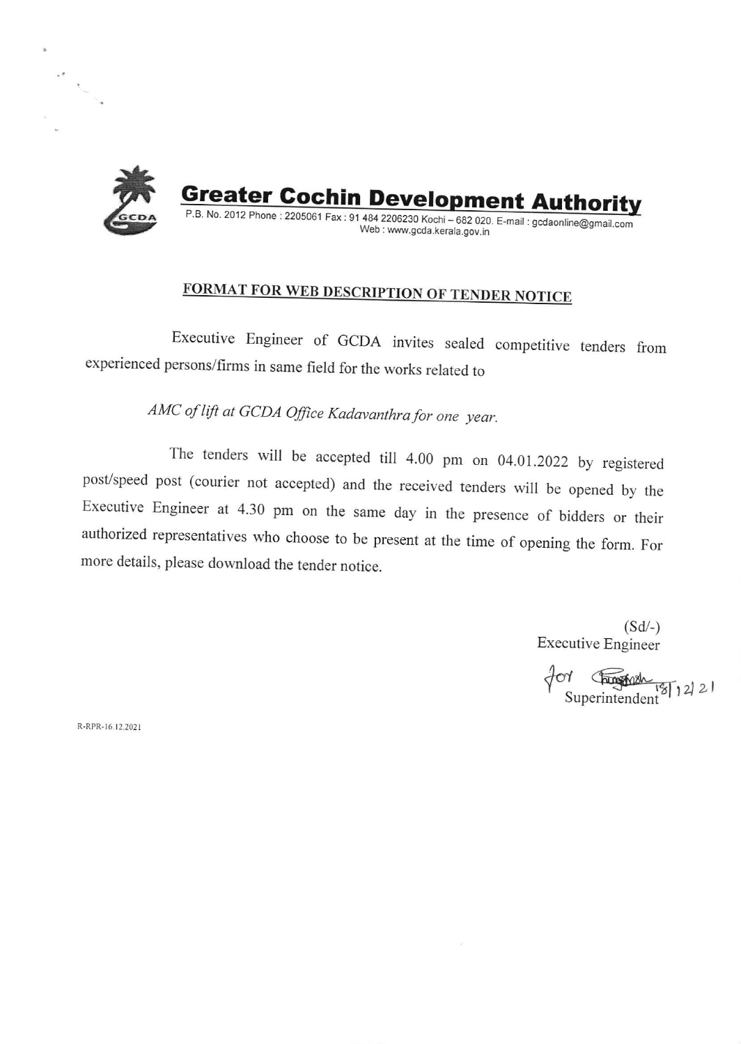# Greater Cochin Development Authority

P.B. No. 2012 Phone : 2205061 Fax : 91 484 2206230 Kochi – 682 020. E-mail : gcdaonline@gmail.com
Web : www.gcda.kerala.gov.in

## FORMAT FOR WEB DESCRIPTION OF TENDER NOTICE

Executive Engineer of GCDA invites sealed competitive tenders from experienced persons/firms in same field for the works related to

*AMC of lift at GCDA Office Kadavanthra for one year.*

The tenders will be accepted till 4.00 pm on 04.01.2022 by registered post/speed post (courier not accepted) and the received tenders will be opened by the Executive Engineer at 4.30 pm on the same day in the presence of bidders or their authorized representatives who choose to be present at the time of opening the form. For more details, please download the tender notice.

(Sd/-)
Executive Engineer

for Superintendent 18/12/21

R-RPR-16.12.2021